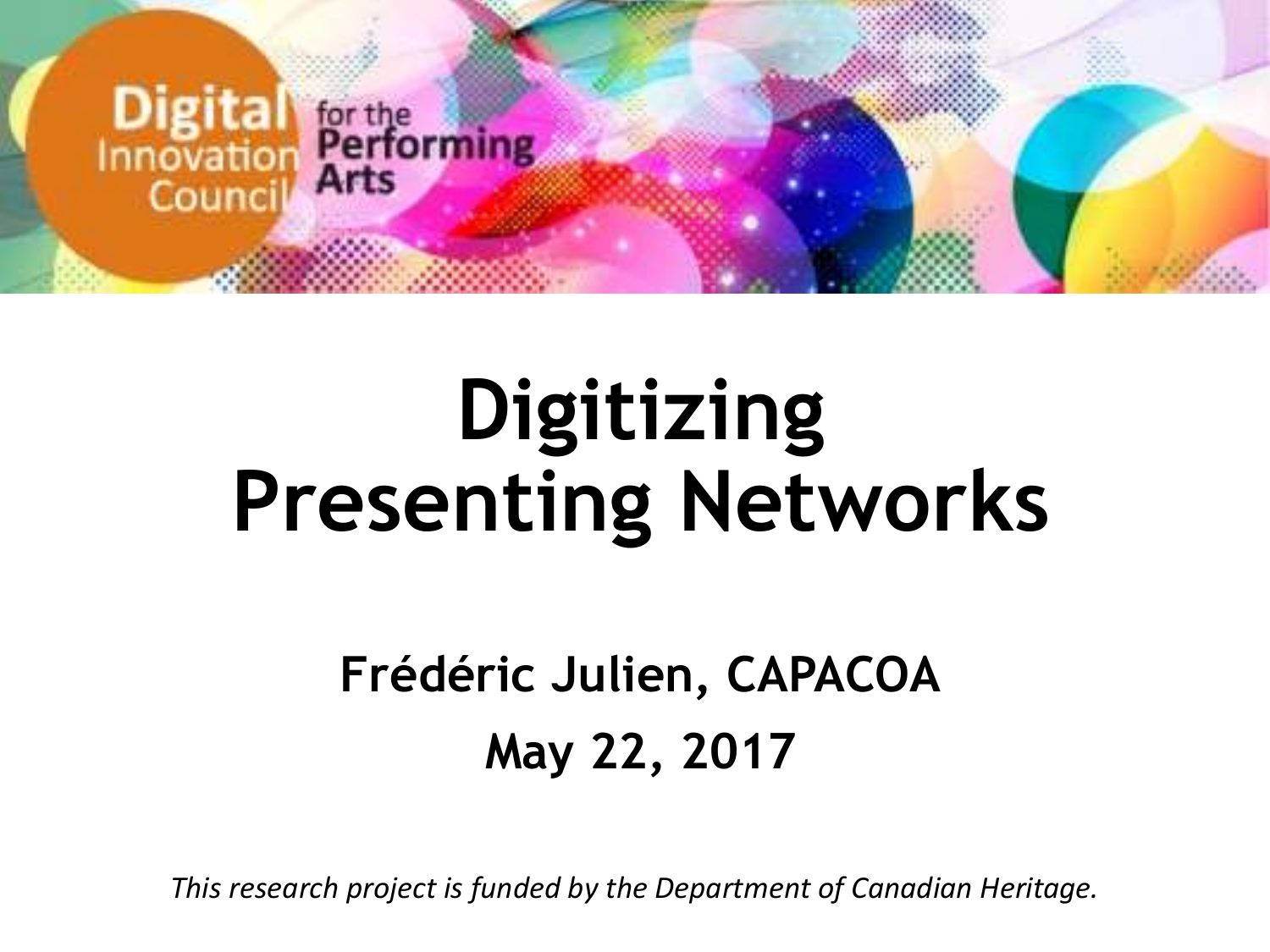Digital Innovation Council for the Performing Arts

# Digitizing Presenting Networks

**Frédéric Julien, CAPACOA**

**May 22, 2017**

*This research project is funded by the Department of Canadian Heritage.*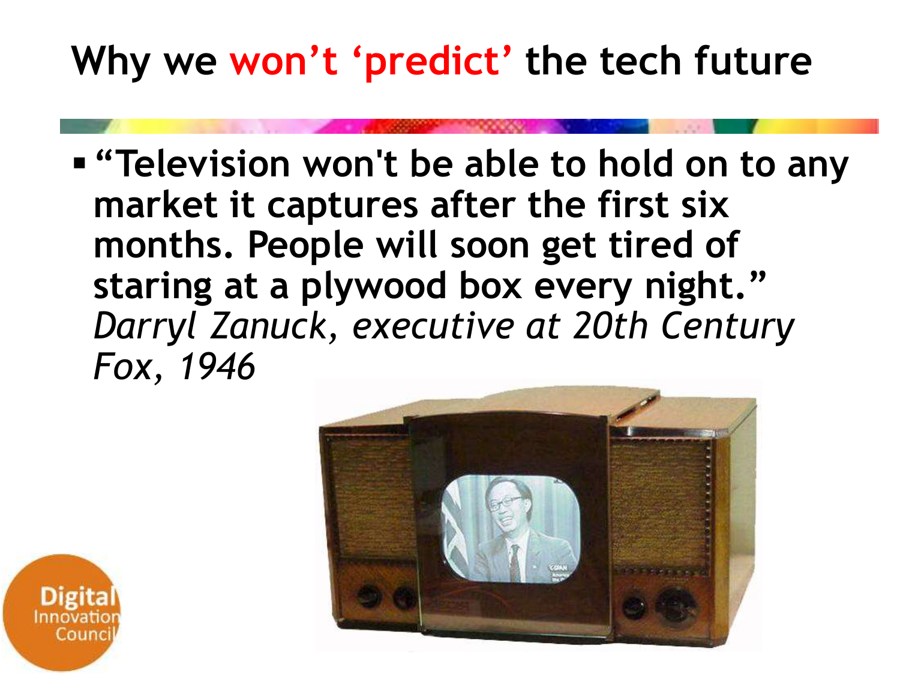# Why we won't 'predict' the tech future

- "Television won't be able to hold on to any market it captures after the first six months. People will soon get tired of staring at a plywood box every night." *Darryl Zanuck, executive at 20th Century Fox, 1946*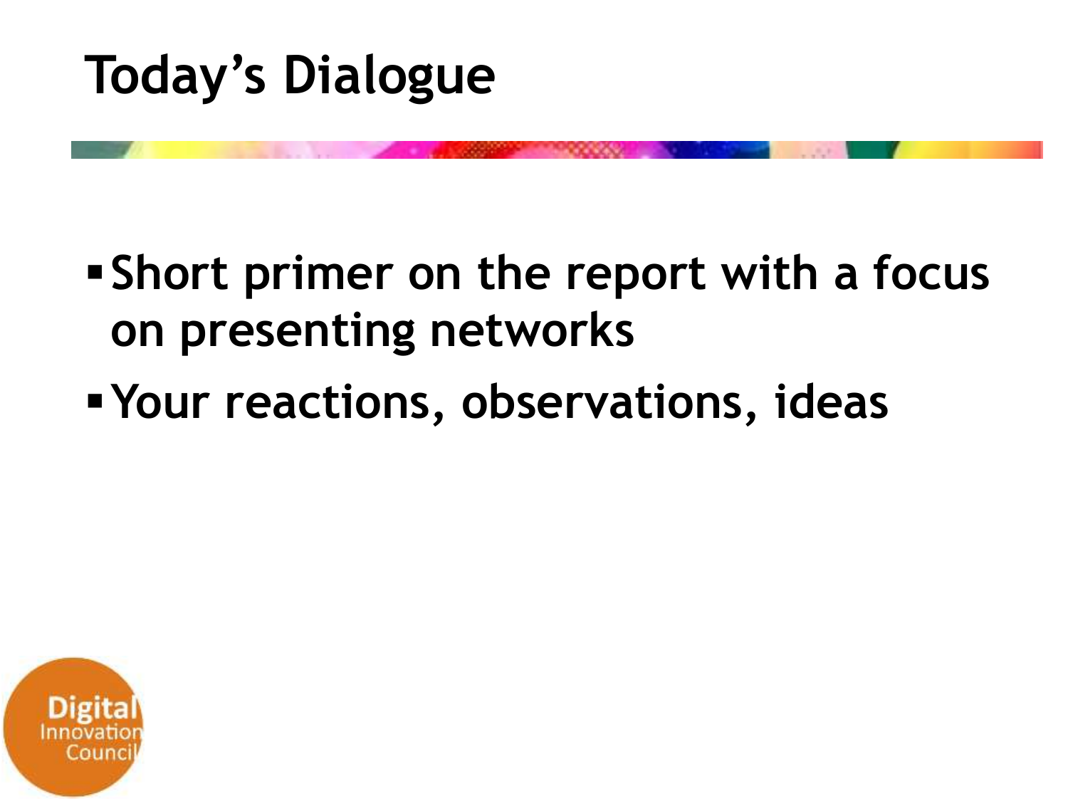# Today's Dialogue

- Short primer on the report with a focus on presenting networks
- Your reactions, observations, ideas

Digital Innovation Council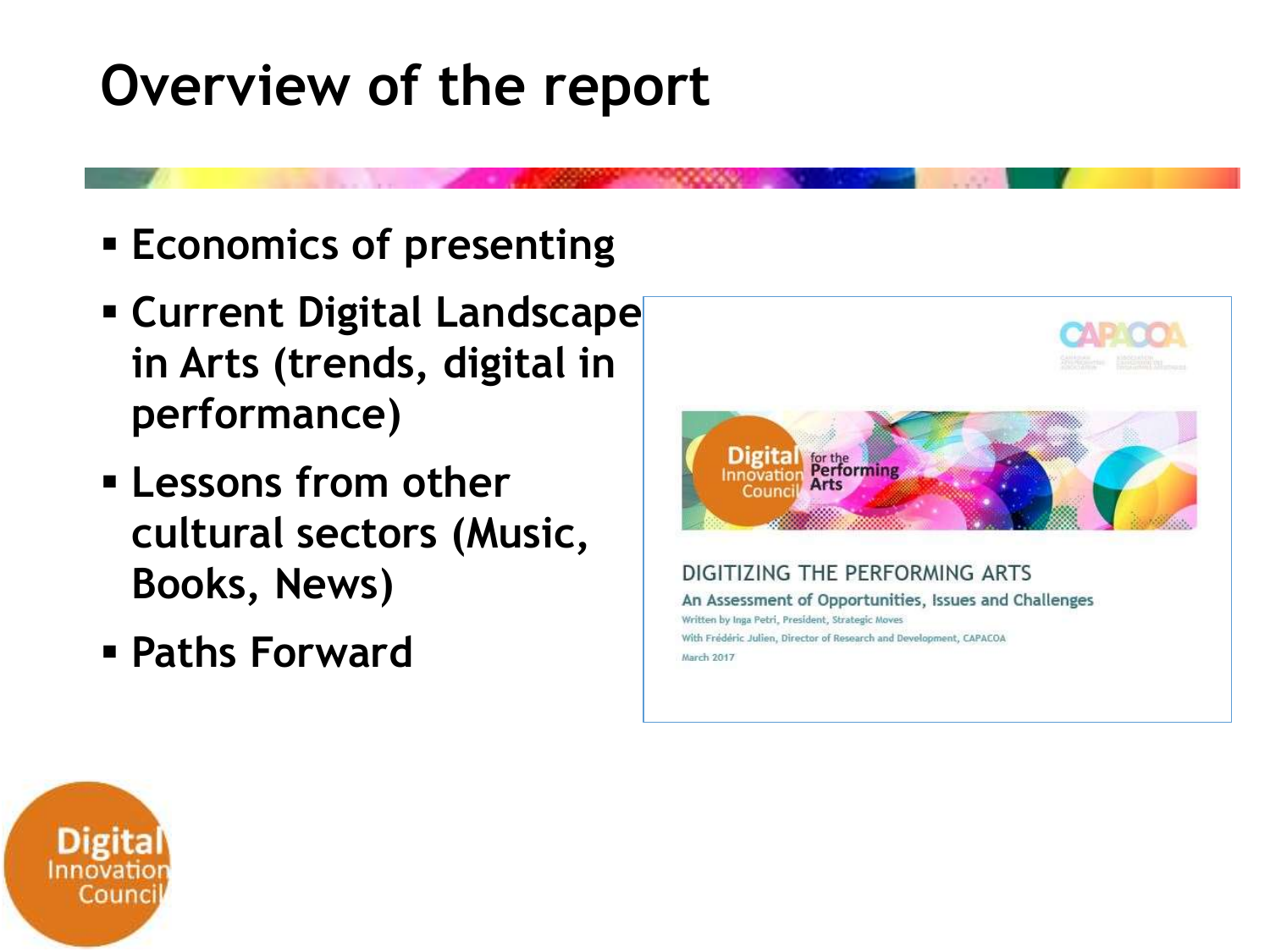# Overview of the report

- Economics of presenting
- Current Digital Landscape in Arts (trends, digital in performance)
- Lessons from other cultural sectors (Music, Books, News)
- Paths Forward

DIGITIZING THE PERFORMING ARTS

An Assessment of Opportunities, Issues and Challenges

Written by Inga Petri, President, Strategic Moves

With Frédéric Julien, Director of Research and Development, CAPACOA

March 2017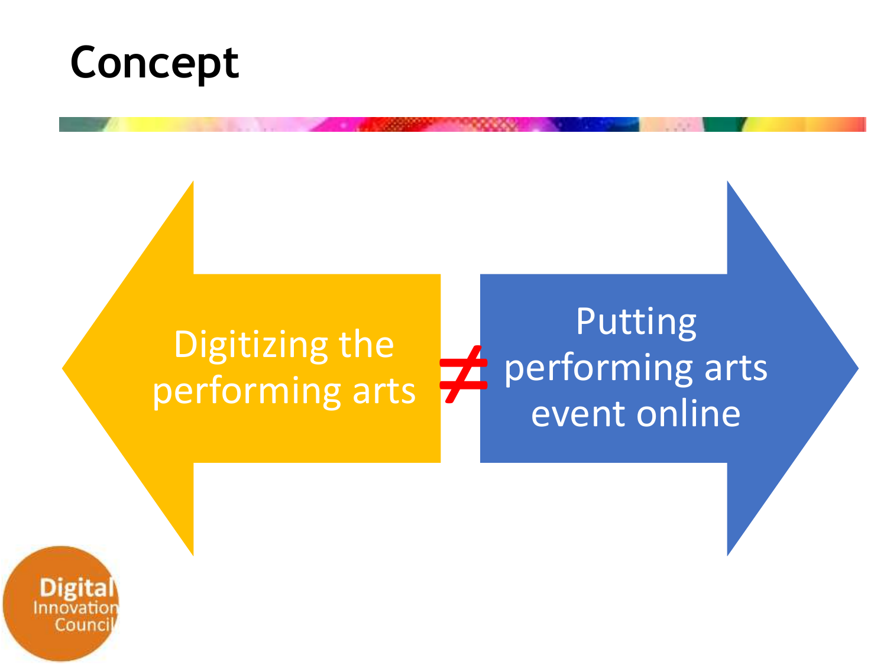# Concept

Digitizing the performing arts ≠ Putting performing arts event online

Digital Innovation Council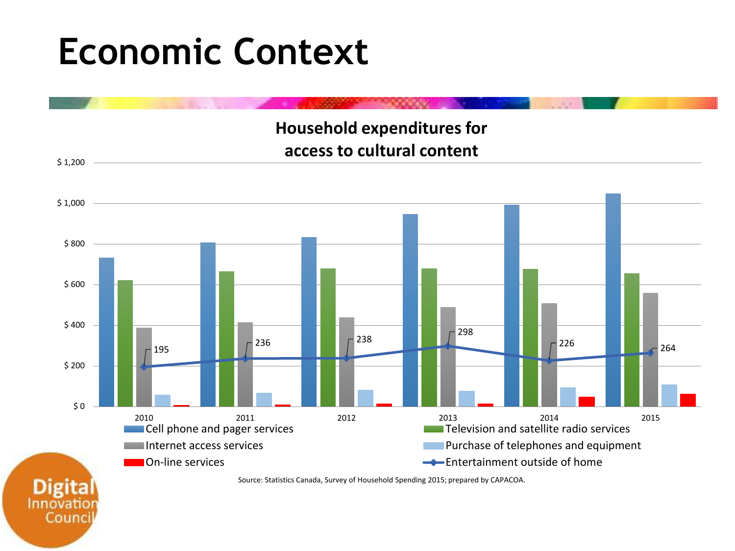# Economic Context

**Household expenditures for access to cultural content**

| | 2010 | 2011 | 2012 | 2013 | 2014 | 2015 |
|---|---|---|---|---|---|---|
| Entertainment outside of home | 195 | 236 | 238 | 298 | 226 | 264 |

Legend: Cell phone and pager services; Television and satellite radio services; Internet access services; Purchase of telephones and equipment; On-line services; Entertainment outside of home

Source: Statistics Canada, Survey of Household Spending 2015; prepared by CAPACOA.

Digital Innovation Council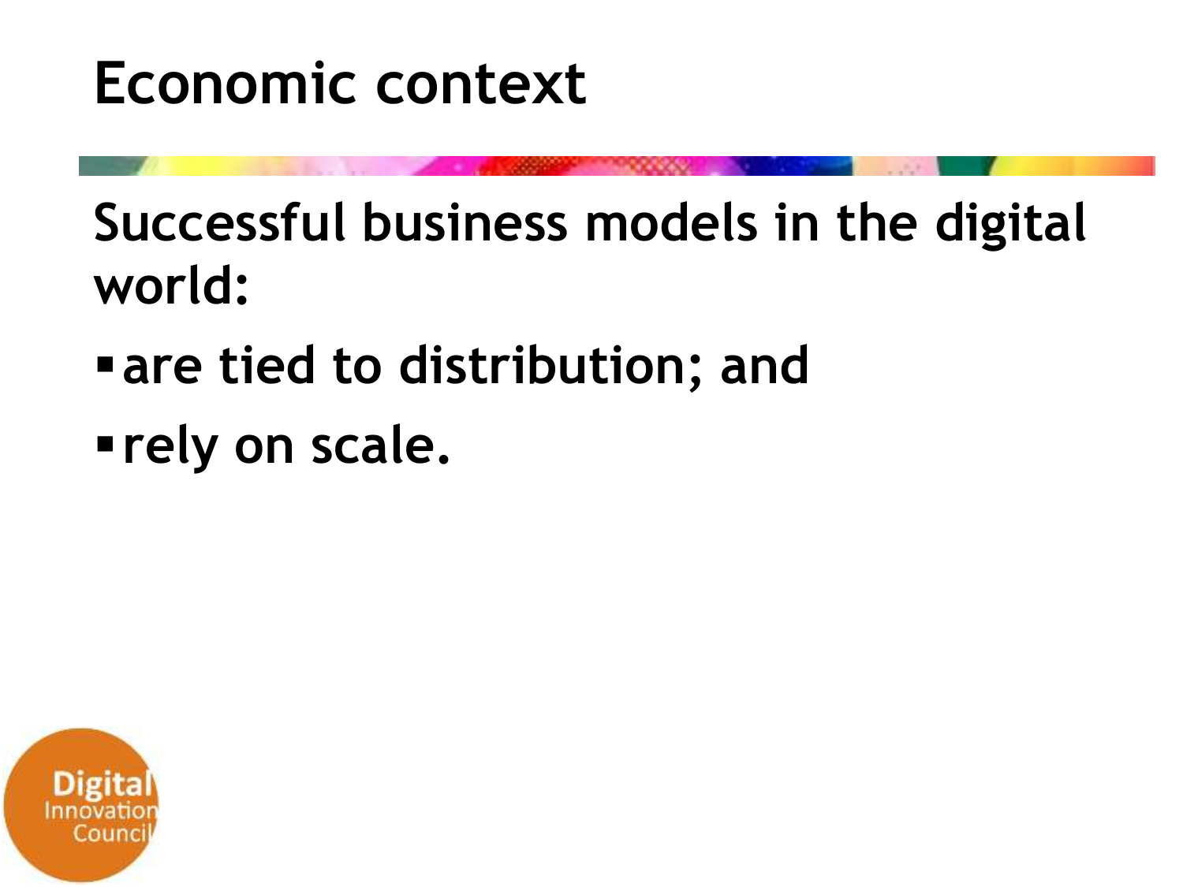# Economic context

Successful business models in the digital world:

- are tied to distribution; and
- rely on scale.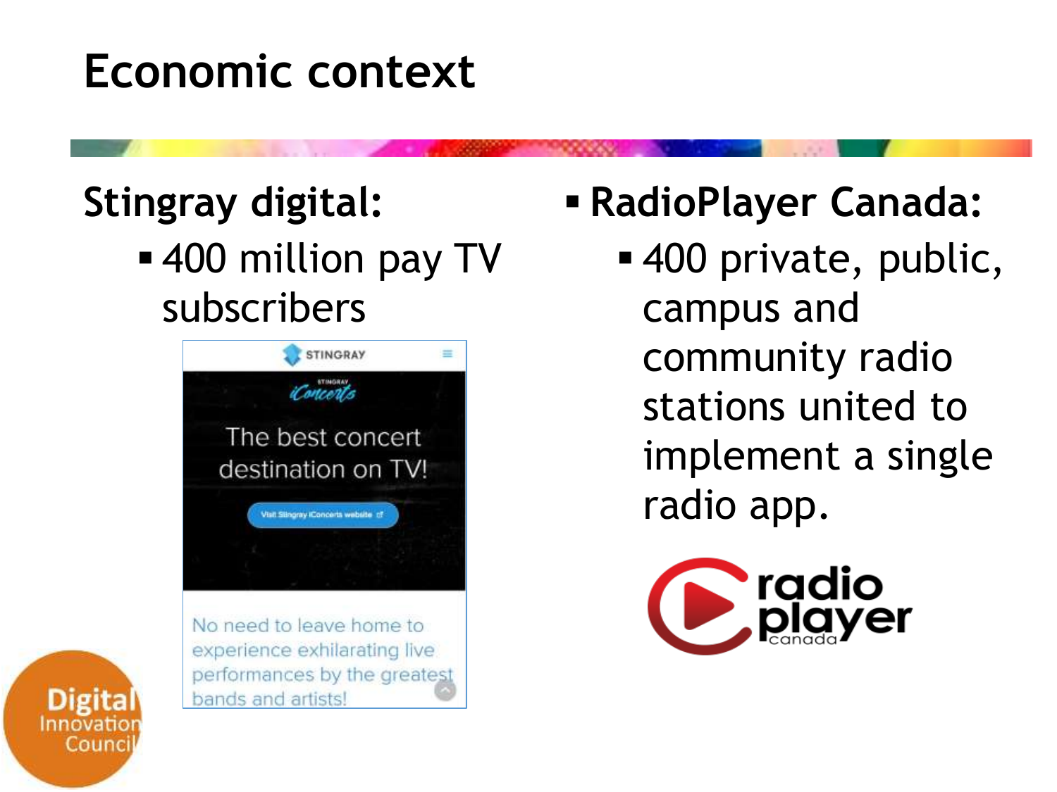# Economic context

**Stingray digital:**

- 400 million pay TV subscribers

- **RadioPlayer Canada:**
  - 400 private, public, campus and community radio stations united to implement a single radio app.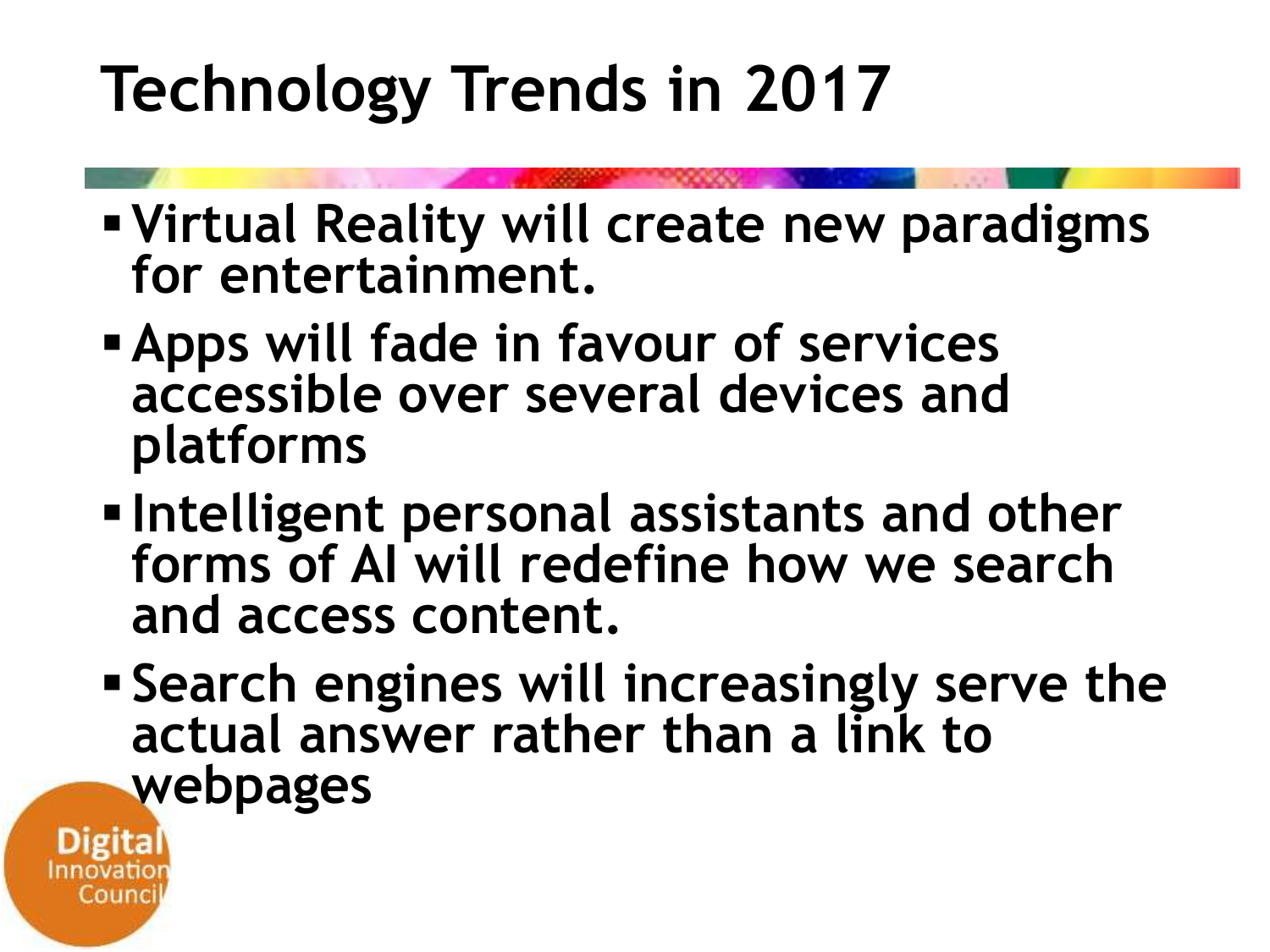# Technology Trends in 2017

- Virtual Reality will create new paradigms for entertainment.
- Apps will fade in favour of services accessible over several devices and platforms
- Intelligent personal assistants and other forms of AI will redefine how we search and access content.
- Search engines will increasingly serve the actual answer rather than a link to webpages

Digital Innovation Council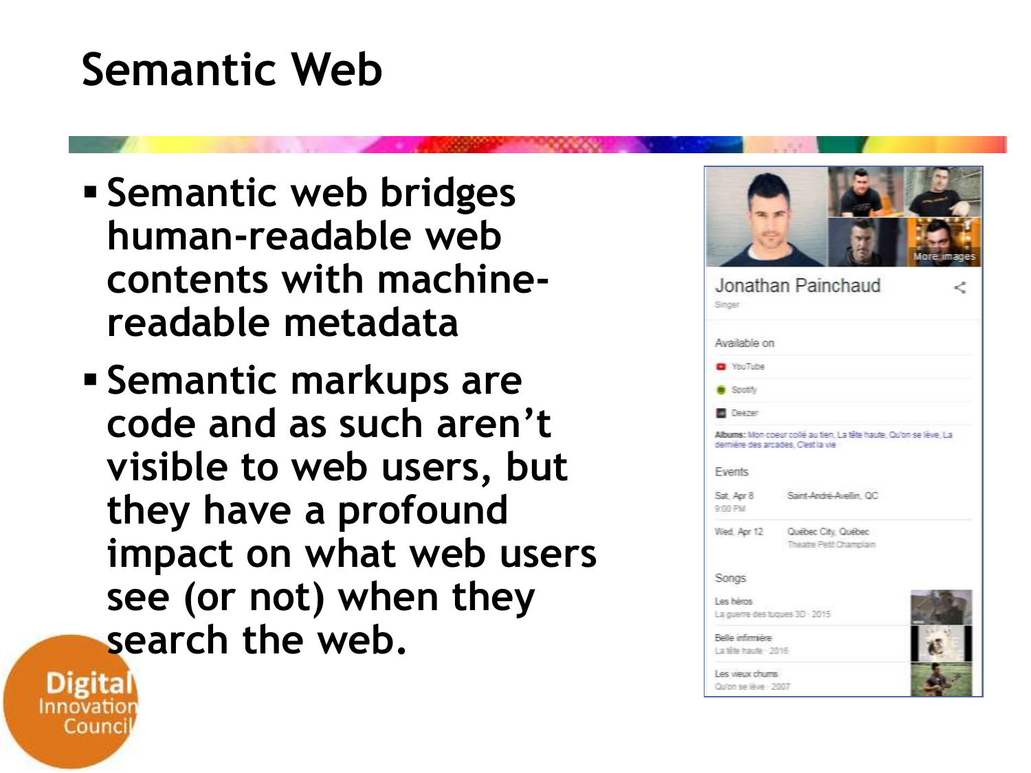# Semantic Web

- Semantic web bridges human-readable web contents with machine-readable metadata
- Semantic markups are code and as such aren't visible to web users, but they have a profound impact on what web users see (or not) when they search the web.

Jonathan Painchaud

Singer

Available on

YouTube

Spotify

Deezer

Albums: Mon coeur collé au tien, La tête haute, Qu'on se lève, La dernière des arcades, C'est la vie

Events

Sat, Apr 8 9:00 PM — Saint-André-Avellin, QC

Wed, Apr 12 — Québec City, Québec, Theatre Petit Champlain

Songs

Les héros — La guerre des tuques 3D · 2015

Belle infirmière — La tête haute · 2016

Les vieux chums — Qu'on se lève · 2007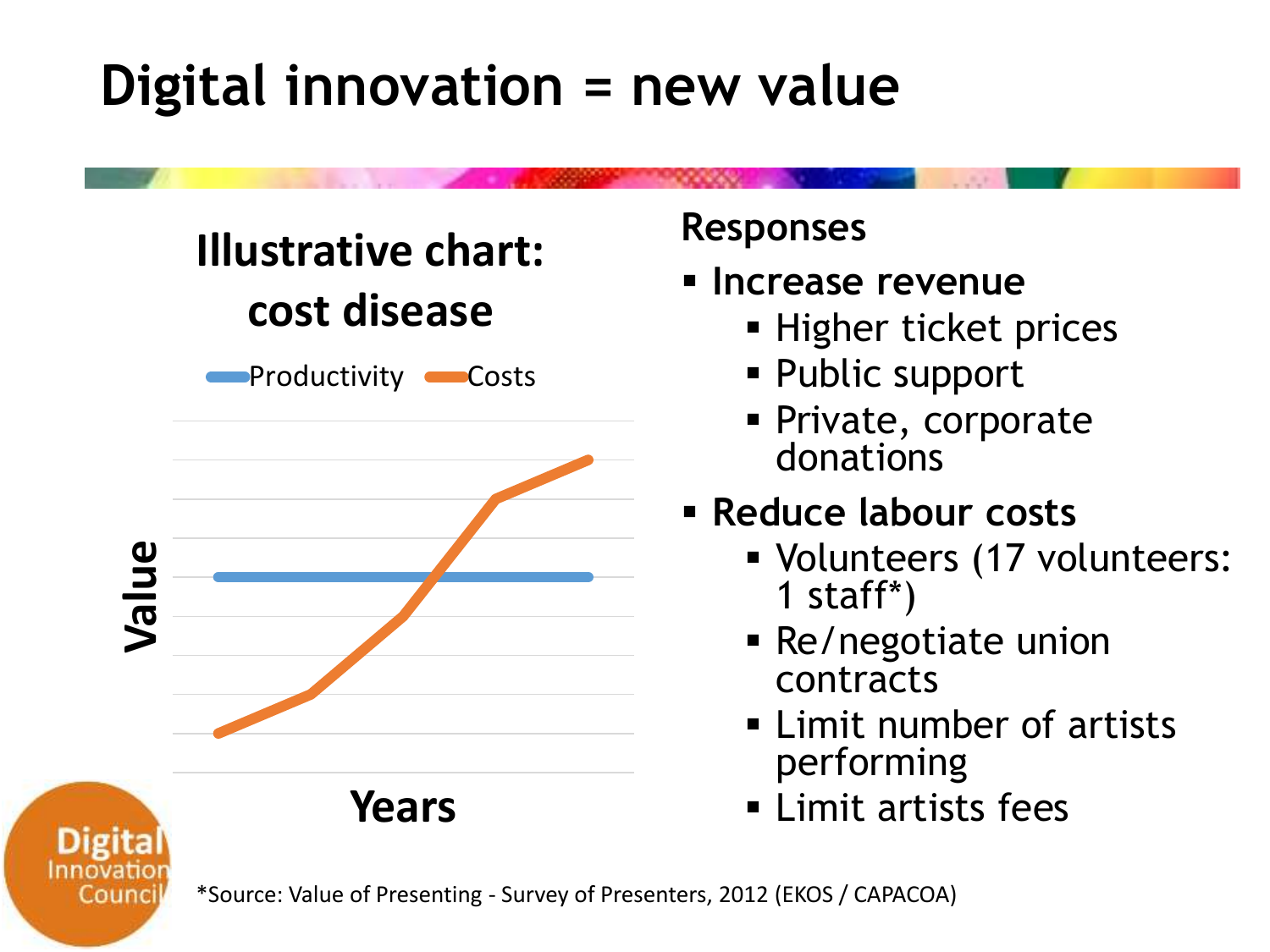# Digital innovation = new value

## Illustrative chart: cost disease

Productivity | Costs

Value

Years

**Responses**

- **Increase revenue**
  - Higher ticket prices
  - Public support
  - Private, corporate donations
- **Reduce labour costs**
  - Volunteers (17 volunteers: 1 staff*)
  - Re/negotiate union contracts
  - Limit number of artists performing
  - Limit artists fees

*Source: Value of Presenting - Survey of Presenters, 2012 (EKOS / CAPACOA)

Digital Innovation Council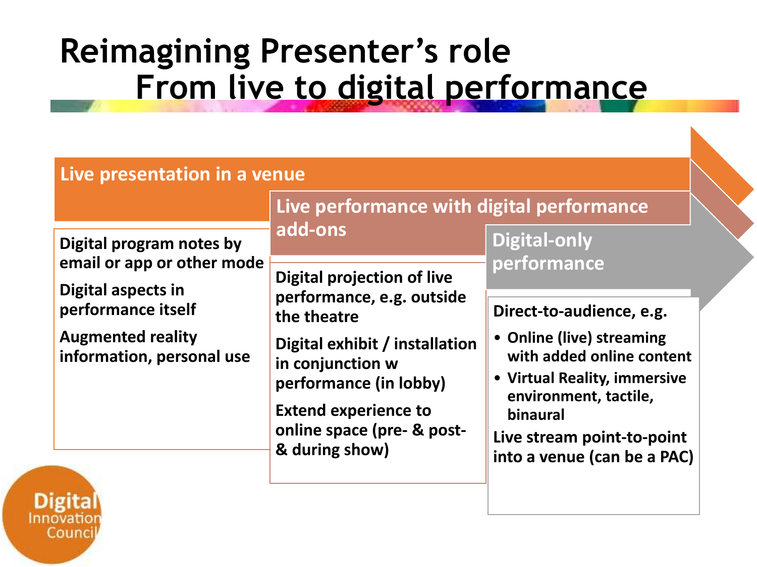# Reimagining Presenter's role
## From live to digital performance

### Live presentation in a venue

Digital program notes by email or app or other mode

Digital aspects in performance itself

Augmented reality information, personal use

### Live performance with digital performance add-ons

Digital projection of live performance, e.g. outside the theatre

Digital exhibit / installation in conjunction w performance (in lobby)

Extend experience to online space (pre- & post- & during show)

### Digital-only performance

Direct-to-audience, e.g.

- Online (live) streaming with added online content
- Virtual Reality, immersive environment, tactile, binaural

Live stream point-to-point into a venue (can be a PAC)

Digital Innovation Council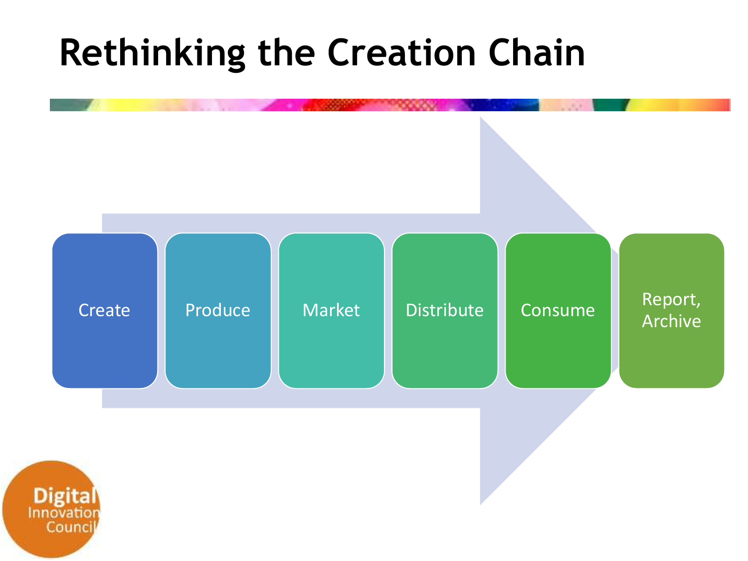# Rethinking the Creation Chain

- Create
- Produce
- Market
- Distribute
- Consume
- Report, Archive

Digital Innovation Council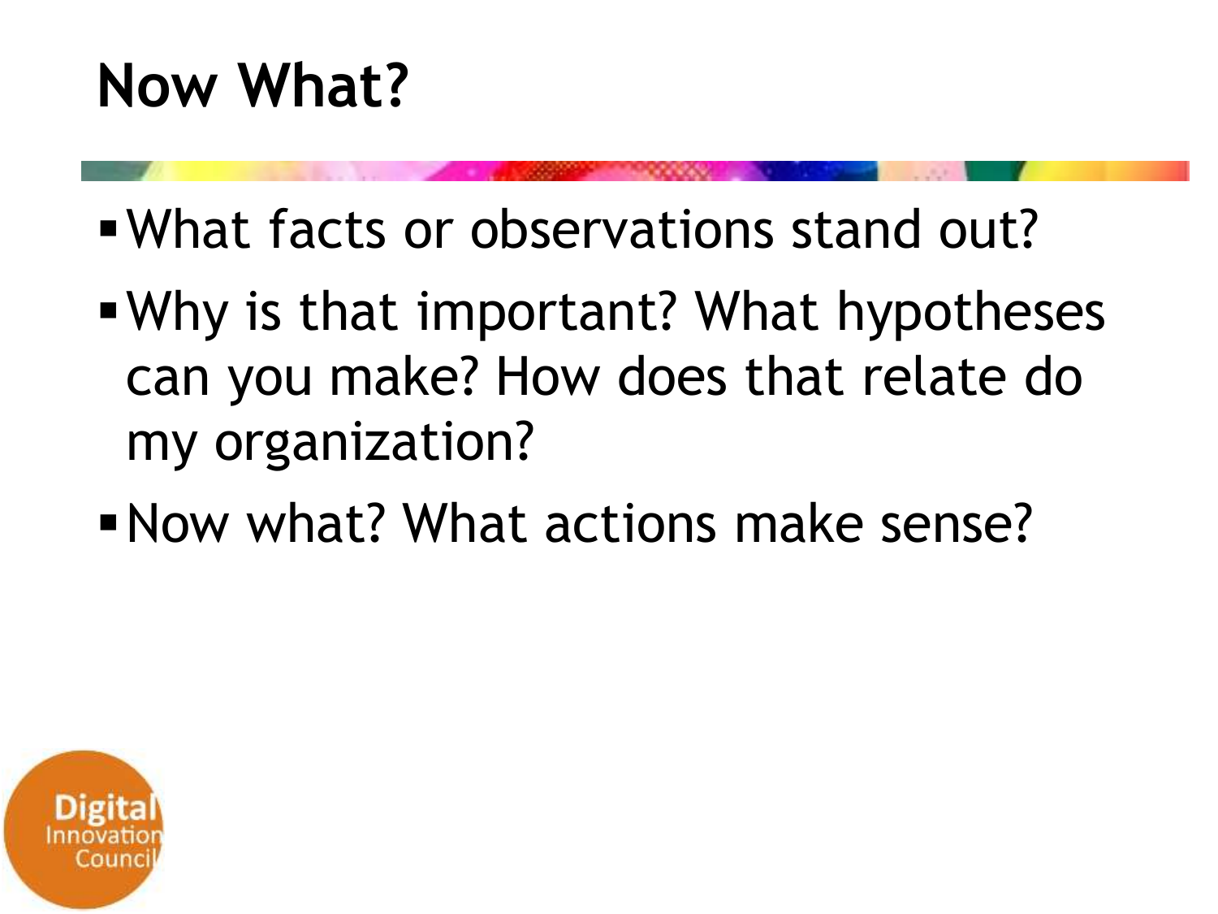# Now What?

- What facts or observations stand out?
- Why is that important? What hypotheses can you make? How does that relate do my organization?
- Now what? What actions make sense?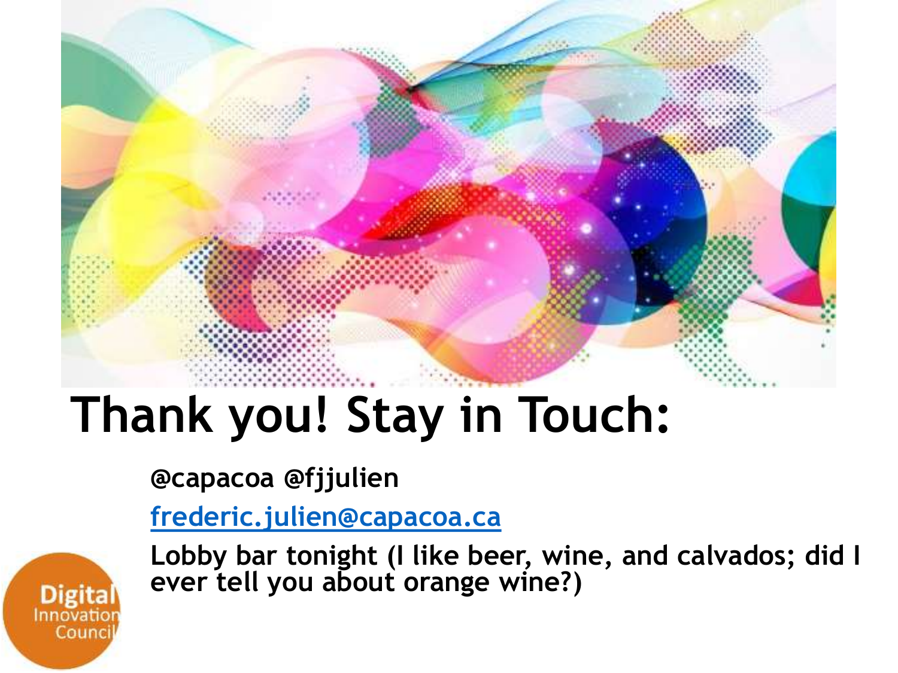# Thank you! Stay in Touch:

**@capacoa @fjjulien**

**[frederic.julien@capacoa.ca](mailto:frederic.julien@capacoa.ca)**

**Lobby bar tonight (I like beer, wine, and calvados; did I ever tell you about orange wine?)**

Digital Innovation Council